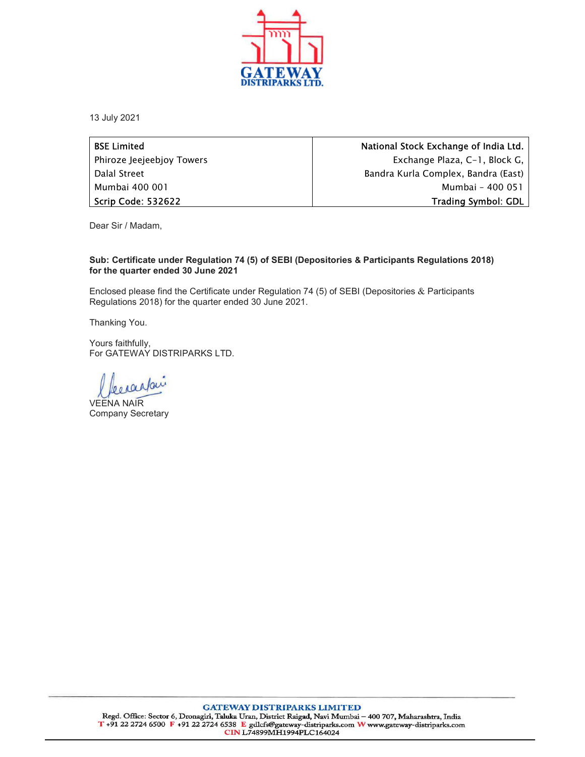GATEWAY DISTRIPARKS LTD.

13 July 2021

| BSE Limited | National Stock Exchange of India Ltd. |
|---|---|
| Phiroze Jeejeebjoy Towers | Exchange Plaza, C-1, Block G, |
| Dalal Street | Bandra Kurla Complex, Bandra (East) |
| Mumbai 400 001 | Mumbai – 400 051 |
| Scrip Code: 532622 | Trading Symbol: GDL |

Dear Sir / Madam,

**Sub: Certificate under Regulation 74 (5) of SEBI (Depositories & Participants Regulations 2018) for the quarter ended 30 June 2021**

Enclosed please find the Certificate under Regulation 74 (5) of SEBI (Depositories & Participants Regulations 2018) for the quarter ended 30 June 2021.

Thanking You.

Yours faithfully,
For GATEWAY DISTRIPARKS LTD.

VEENA NAIR
Company Secretary

**GATEWAY DISTRIPARKS LIMITED**
Regd. Office: Sector 6, Dronagiri, Taluka Uran, District Raigad, Navi Mumbai – 400 707, Maharashtra, India
T +91 22 2724 6500 F +91 22 2724 6538 E gdlcfs@gateway-distriparks.com W www.gateway-distriparks.com
CIN L74899MH1994PLC164024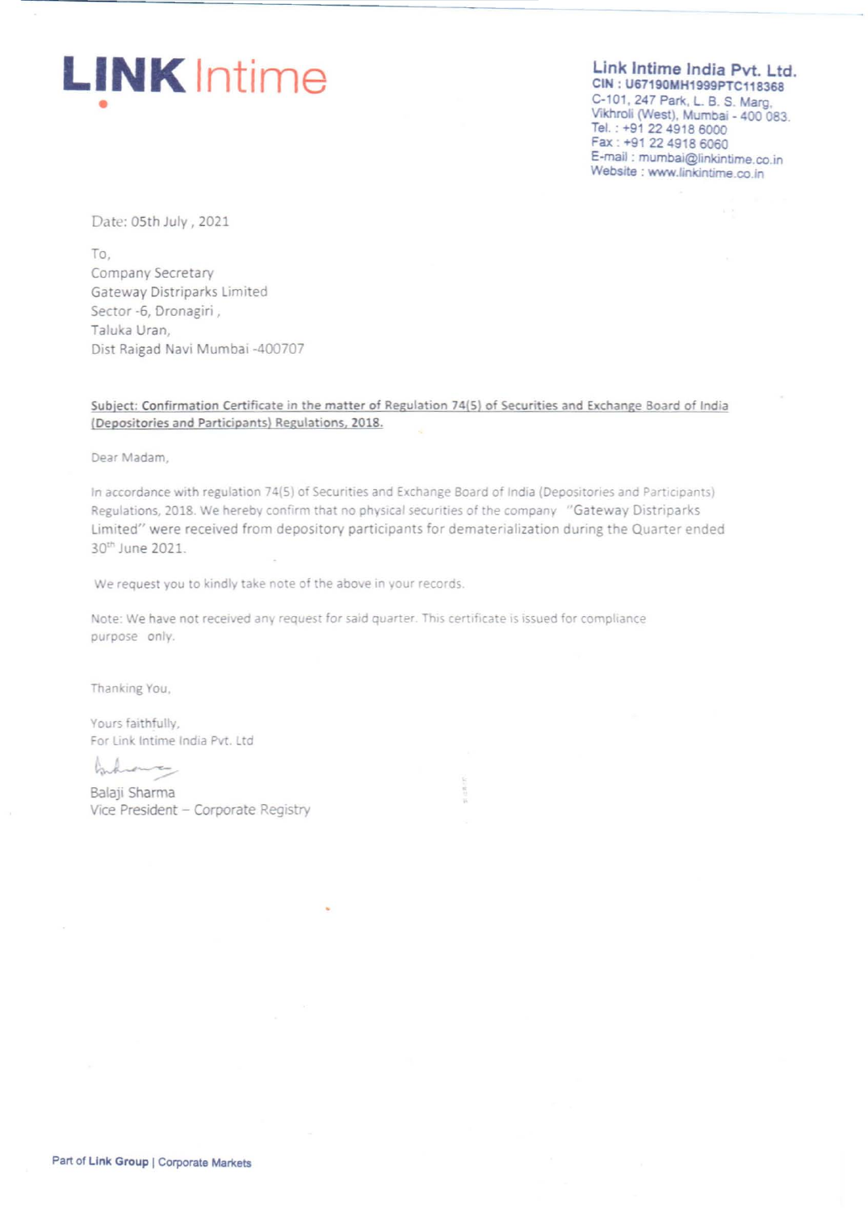**LINK** Intime

**Link Intime India Pvt. Ltd.**
**CIN : U67190MH1999PTC118368**
C-101, 247 Park, L. B. S. Marg,
Vikhroli (West), Mumbai - 400 083.
Tel. : +91 22 4918 6000
Fax : +91 22 4918 6060
E-mail : mumbai@linkintime.co.in
Website : www.linkintime.co.in

Date: 05th July , 2021

To,
Company Secretary
Gateway Distriparks Limited
Sector -6, Dronagiri ,
Taluka Uran,
Dist Raigad Navi Mumbai -400707

**Subject: Confirmation Certificate in the matter of Regulation 74(5) of Securities and Exchange Board of India (Depositories and Participants) Regulations, 2018.**

Dear Madam,

In accordance with regulation 74(5) of Securities and Exchange Board of India (Depositories and Participants) Regulations, 2018. We hereby confirm that no physical securities of the company "Gateway Distriparks Limited" were received from depository participants for dematerialization during the Quarter ended 30th June 2021.

We request you to kindly take note of the above in your records.

Note: We have not received any request for said quarter. This certificate is issued for compliance purpose only.

Thanking You,

Yours faithfully,
For Link Intime India Pvt. Ltd

Balaji Sharma
Vice President – Corporate Registry

Part of **Link Group** | Corporate Markets